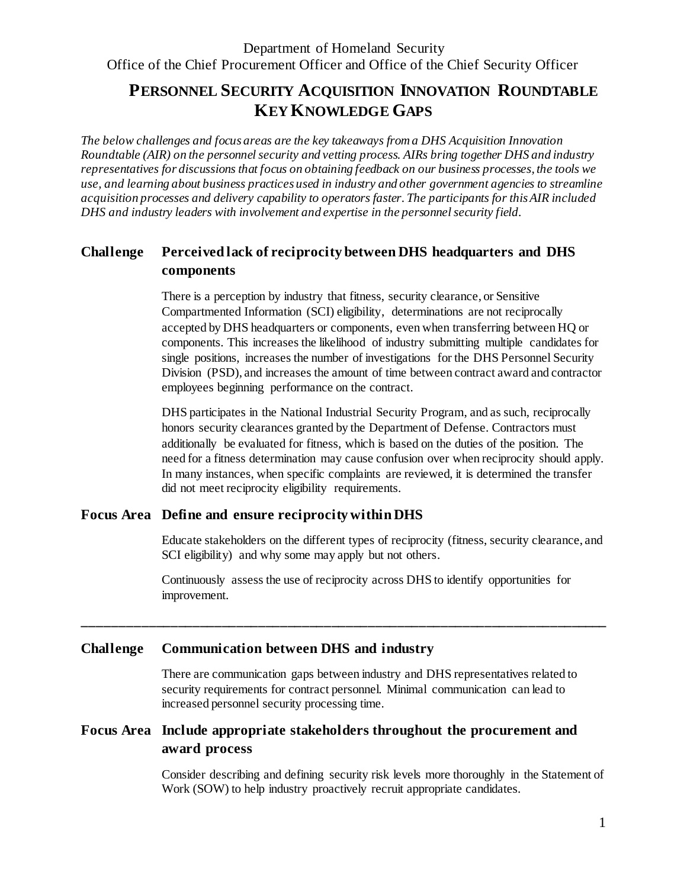Department of Homeland Security
Office of the Chief Procurement Officer and Office of the Chief Security Officer

# PERSONNEL SECURITY ACQUISITION INNOVATION ROUNDTABLE KEY KNOWLEDGE GAPS

*The below challenges and focus areas are the key takeaways from a DHS Acquisition Innovation Roundtable (AIR) on the personnel security and vetting process. AIRs bring together DHS and industry representatives for discussions that focus on obtaining feedback on our business processes, the tools we use, and learning about business practices used in industry and other government agencies to streamline acquisition processes and delivery capability to operators faster. The participants for this AIR included DHS and industry leaders with involvement and expertise in the personnel security field.*

## Challenge — Perceived lack of reciprocity between DHS headquarters and DHS components

There is a perception by industry that fitness, security clearance, or Sensitive Compartmented Information (SCI) eligibility, determinations are not reciprocally accepted by DHS headquarters or components, even when transferring between HQ or components. This increases the likelihood of industry submitting multiple candidates for single positions, increases the number of investigations for the DHS Personnel Security Division (PSD), and increases the amount of time between contract award and contractor employees beginning performance on the contract.

DHS participates in the National Industrial Security Program, and as such, reciprocally honors security clearances granted by the Department of Defense. Contractors must additionally be evaluated for fitness, which is based on the duties of the position. The need for a fitness determination may cause confusion over when reciprocity should apply. In many instances, when specific complaints are reviewed, it is determined the transfer did not meet reciprocity eligibility requirements.

## Focus Area — Define and ensure reciprocity within DHS

Educate stakeholders on the different types of reciprocity (fitness, security clearance, and SCI eligibility) and why some may apply but not others.

Continuously assess the use of reciprocity across DHS to identify opportunities for improvement.

---

## Challenge — Communication between DHS and industry

There are communication gaps between industry and DHS representatives related to security requirements for contract personnel. Minimal communication can lead to increased personnel security processing time.

## Focus Area — Include appropriate stakeholders throughout the procurement and award process

Consider describing and defining security risk levels more thoroughly in the Statement of Work (SOW) to help industry proactively recruit appropriate candidates.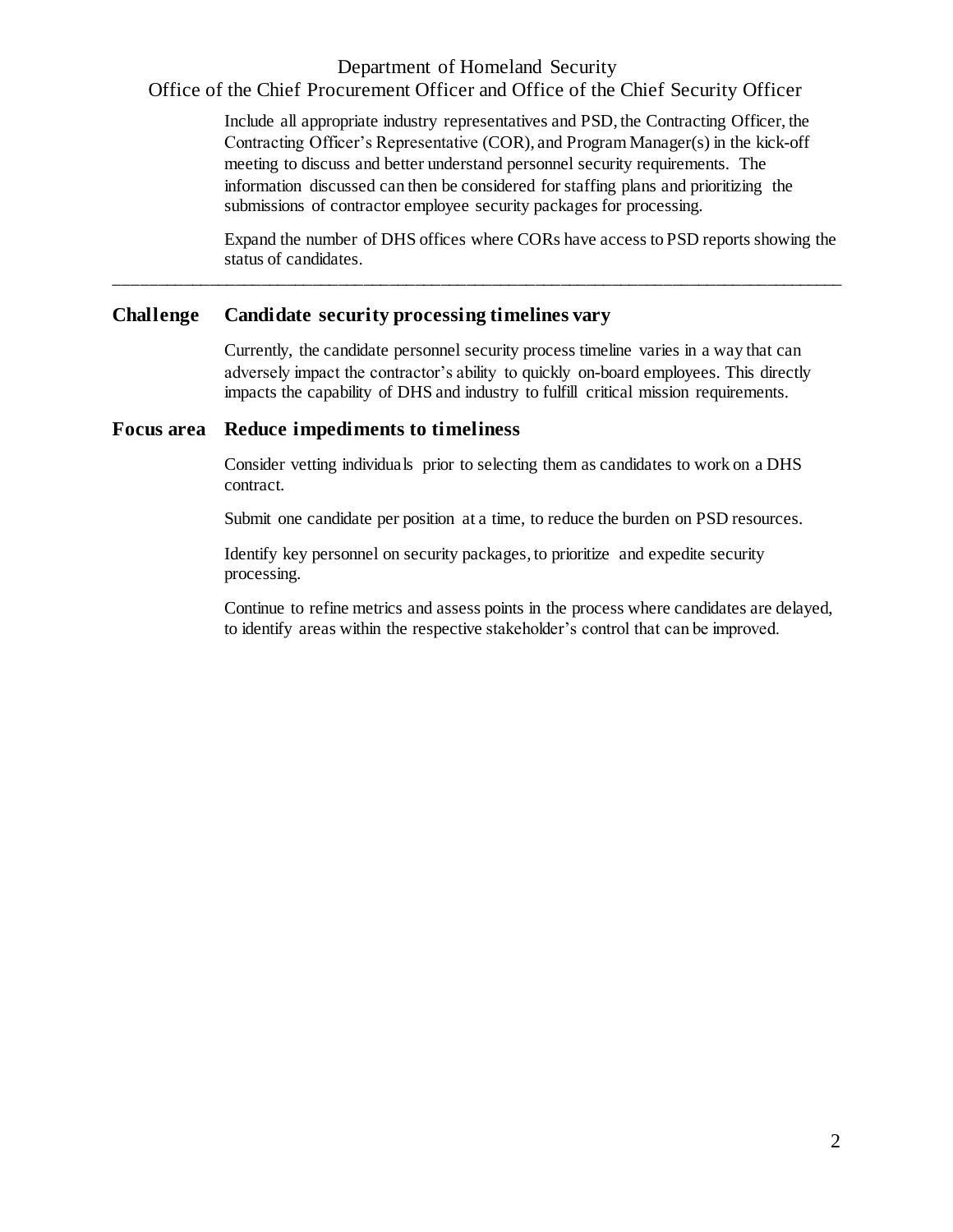Include all appropriate industry representatives and PSD, the Contracting Officer, the Contracting Officer's Representative (COR), and Program Manager(s) in the kick-off meeting to discuss and better understand personnel security requirements. The information discussed can then be considered for staffing plans and prioritizing the submissions of contractor employee security packages for processing.

Expand the number of DHS offices where CORs have access to PSD reports showing the status of candidates.

---

**Challenge** **Candidate security processing timelines vary**

Currently, the candidate personnel security process timeline varies in a way that can adversely impact the contractor's ability to quickly on-board employees. This directly impacts the capability of DHS and industry to fulfill critical mission requirements.

**Focus area** **Reduce impediments to timeliness**

Consider vetting individuals prior to selecting them as candidates to work on a DHS contract.

Submit one candidate per position at a time, to reduce the burden on PSD resources.

Identify key personnel on security packages, to prioritize and expedite security processing.

Continue to refine metrics and assess points in the process where candidates are delayed, to identify areas within the respective stakeholder's control that can be improved.